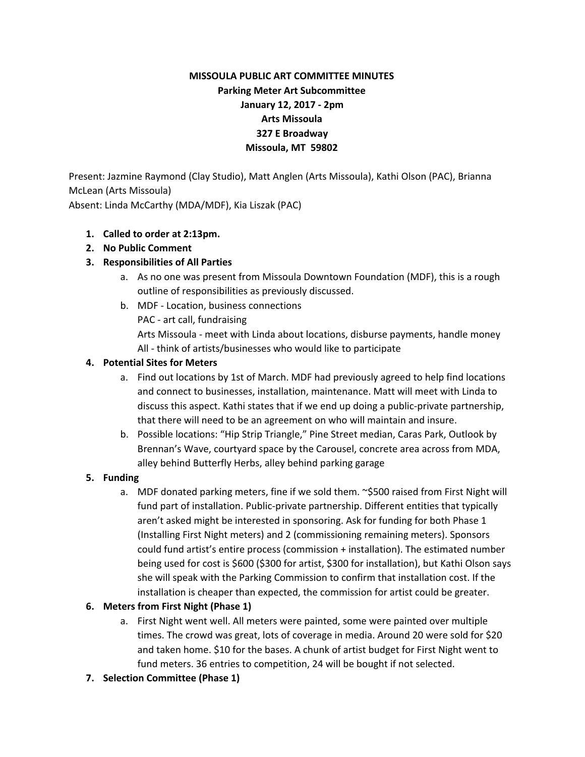**MISSOULA PUBLIC ART COMMITTEE MINUTES**
**Parking Meter Art Subcommittee**
**January 12, 2017 - 2pm**
**Arts Missoula**
**327 E Broadway**
**Missoula, MT 59802**

Present: Jazmine Raymond (Clay Studio), Matt Anglen (Arts Missoula), Kathi Olson (PAC), Brianna McLean (Arts Missoula)
Absent: Linda McCarthy (MDA/MDF), Kia Liszak (PAC)

1. **Called to order at 2:13pm.**
2. **No Public Comment**
3. **Responsibilities of All Parties**
    a. As no one was present from Missoula Downtown Foundation (MDF), this is a rough outline of responsibilities as previously discussed.
    b. MDF - Location, business connections
       PAC - art call, fundraising
       Arts Missoula - meet with Linda about locations, disburse payments, handle money
       All - think of artists/businesses who would like to participate
4. **Potential Sites for Meters**
    a. Find out locations by 1st of March. MDF had previously agreed to help find locations and connect to businesses, installation, maintenance. Matt will meet with Linda to discuss this aspect. Kathi states that if we end up doing a public-private partnership, that there will need to be an agreement on who will maintain and insure.
    b. Possible locations: "Hip Strip Triangle," Pine Street median, Caras Park, Outlook by Brennan's Wave, courtyard space by the Carousel, concrete area across from MDA, alley behind Butterfly Herbs, alley behind parking garage
5. **Funding**
    a. MDF donated parking meters, fine if we sold them. ~$500 raised from First Night will fund part of installation. Public-private partnership. Different entities that typically aren't asked might be interested in sponsoring. Ask for funding for both Phase 1 (Installing First Night meters) and 2 (commissioning remaining meters). Sponsors could fund artist's entire process (commission + installation). The estimated number being used for cost is $600 ($300 for artist, $300 for installation), but Kathi Olson says she will speak with the Parking Commission to confirm that installation cost. If the installation is cheaper than expected, the commission for artist could be greater.
6. **Meters from First Night (Phase 1)**
    a. First Night went well. All meters were painted, some were painted over multiple times. The crowd was great, lots of coverage in media. Around 20 were sold for $20 and taken home. $10 for the bases. A chunk of artist budget for First Night went to fund meters. 36 entries to competition, 24 will be bought if not selected.
7. **Selection Committee (Phase 1)**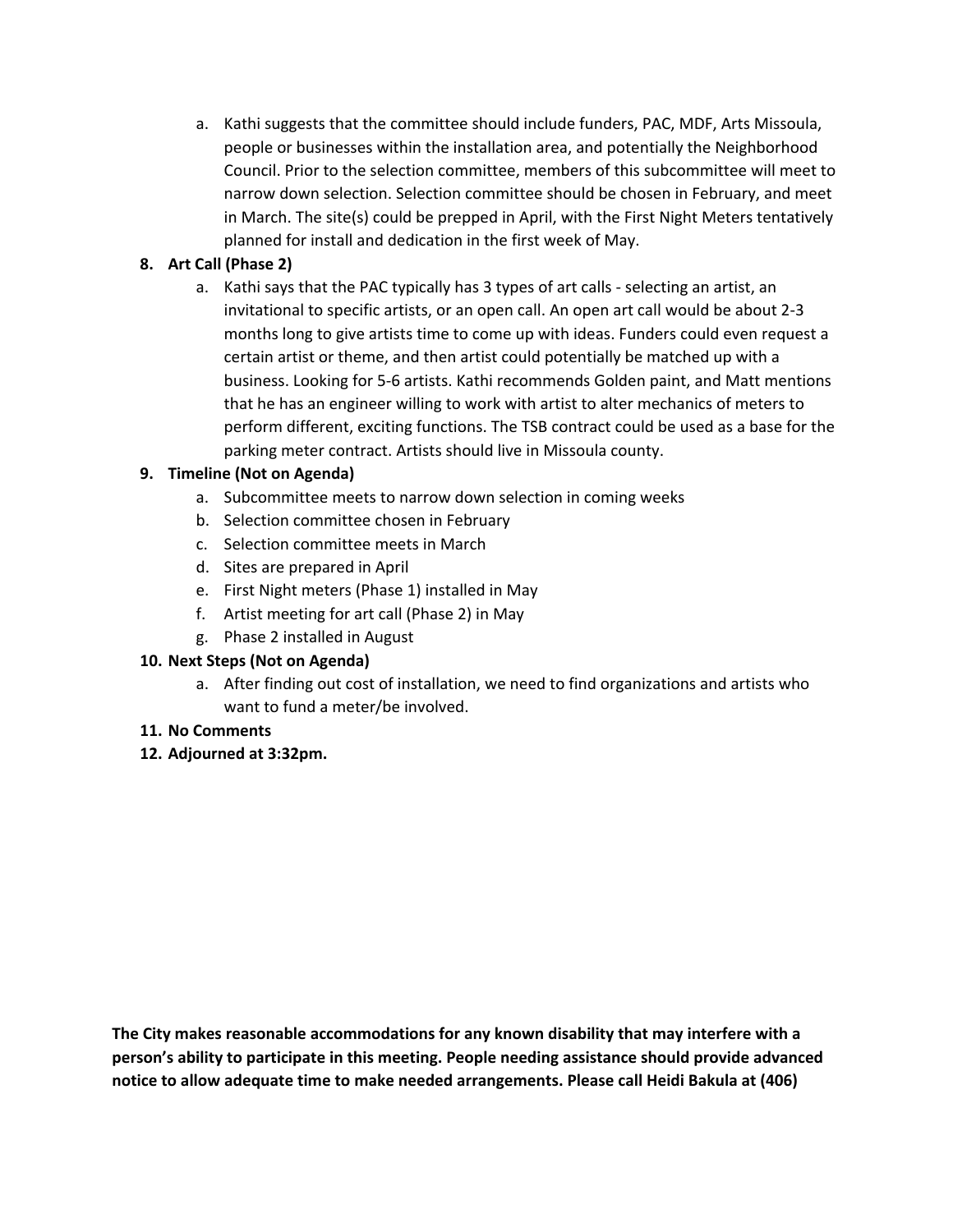a. Kathi suggests that the committee should include funders, PAC, MDF, Arts Missoula, people or businesses within the installation area, and potentially the Neighborhood Council. Prior to the selection committee, members of this subcommittee will meet to narrow down selection. Selection committee should be chosen in February, and meet in March. The site(s) could be prepped in April, with the First Night Meters tentatively planned for install and dedication in the first week of May.

8. **Art Call (Phase 2)**
   a. Kathi says that the PAC typically has 3 types of art calls - selecting an artist, an invitational to specific artists, or an open call. An open art call would be about 2-3 months long to give artists time to come up with ideas. Funders could even request a certain artist or theme, and then artist could potentially be matched up with a business. Looking for 5-6 artists. Kathi recommends Golden paint, and Matt mentions that he has an engineer willing to work with artist to alter mechanics of meters to perform different, exciting functions. The TSB contract could be used as a base for the parking meter contract. Artists should live in Missoula county.

9. **Timeline (Not on Agenda)**
   a. Subcommittee meets to narrow down selection in coming weeks
   b. Selection committee chosen in February
   c. Selection committee meets in March
   d. Sites are prepared in April
   e. First Night meters (Phase 1) installed in May
   f. Artist meeting for art call (Phase 2) in May
   g. Phase 2 installed in August

10. **Next Steps (Not on Agenda)**
    a. After finding out cost of installation, we need to find organizations and artists who want to fund a meter/be involved.

11. **No Comments**

12. **Adjourned at 3:32pm.**

**The City makes reasonable accommodations for any known disability that may interfere with a person's ability to participate in this meeting. People needing assistance should provide advanced notice to allow adequate time to make needed arrangements. Please call Heidi Bakula at (406)**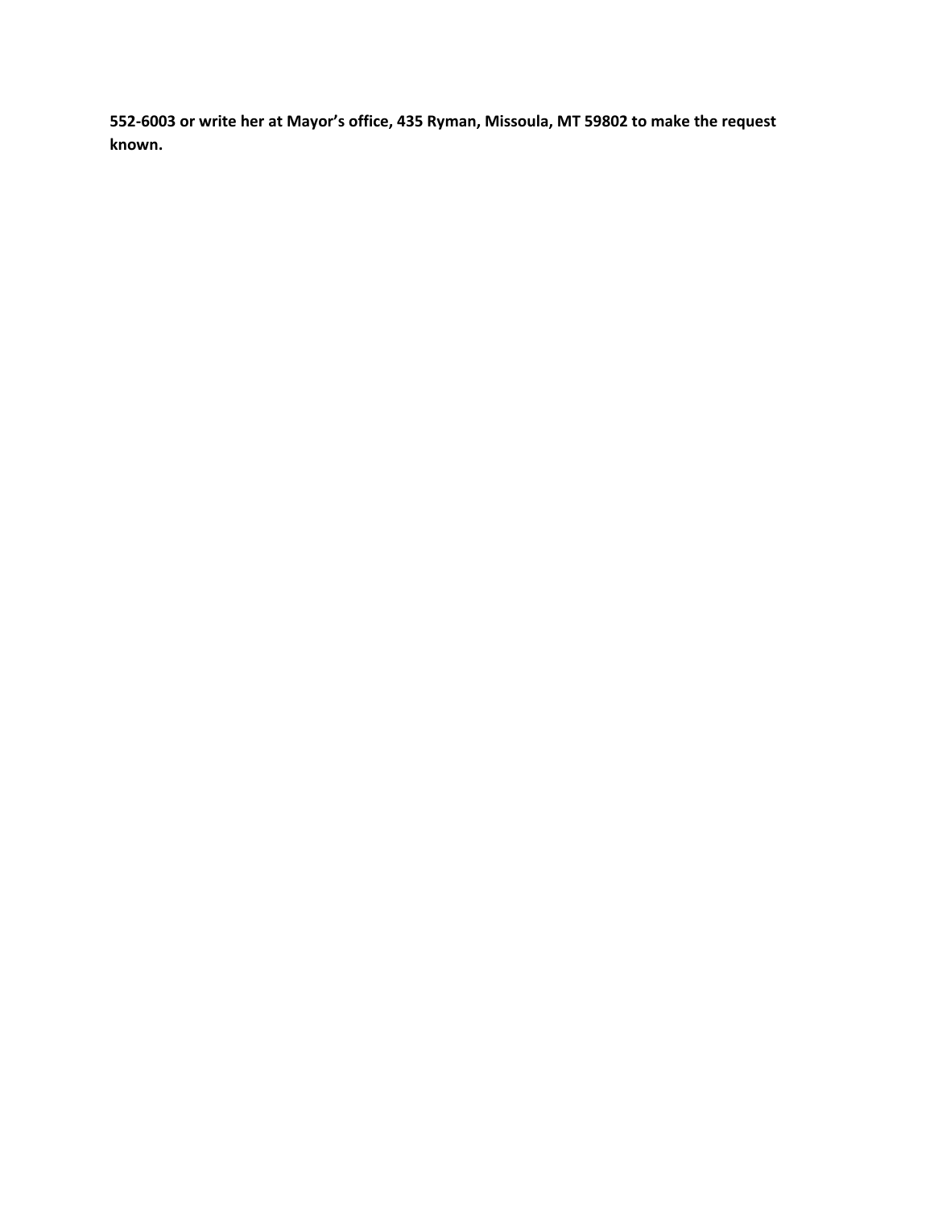**552-6003 or write her at Mayor's office, 435 Ryman, Missoula, MT 59802 to make the request known.**